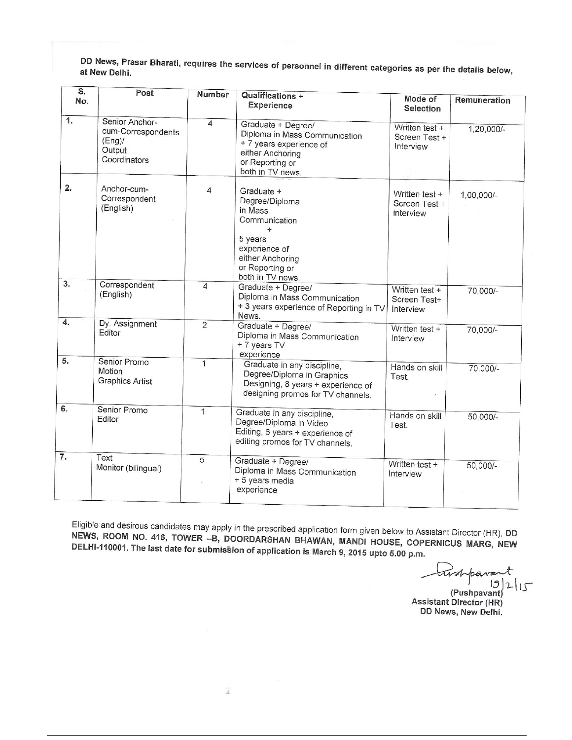DD News, Prasar Bharati, requires the services of personnel in different categories as per the details below, at New Delhi.

| S. No. | Post | Number | Qualifications + Experience | Mode of Selection | Remuneration |
|---|---|---|---|---|---|
| 1. | Senior Anchor-cum-Correspondents (Eng)/ Output Coordinators | 4 | Graduate + Degree/ Diploma in Mass Communication + 7 years experience of either Anchoring or Reporting or both in TV news. | Written test + Screen Test + Interview | 1,20,000/- |
| 2. | Anchor-cum-Correspondent (English) | 4 | Graduate + Degree/Diploma in Mass Communication + 5 years experience of either Anchoring or Reporting or both in TV news. | Written test + Screen Test + interview | 1,00,000/- |
| 3. | Correspondent (English) | 4 | Graduate + Degree/ Diploma in Mass Communication + 3 years experience of Reporting in TV News. | Written test + Screen Test+ Interview | 70,000/- |
| 4. | Dy. Assignment Editor | 2 | Graduate + Degree/ Diploma in Mass Communication + 7 years TV experience | Written test + Interview | 70,000/- |
| 5. | Senior Promo Motion Graphics Artist | 1 | Graduate in any discipline, Degree/Diploma in Graphics Designing, 8 years + experience of designing promos for TV channels. | Hands on skill Test. | 70,000/- |
| 6. | Senior Promo Editor | 1 | Graduate in any discipline, Degree/Diploma in Video Editing, 6 years + experience of editing promos for TV channels. | Hands on skill Test. | 50,000/- |
| 7. | Text Monitor (bilingual) | 5 | Graduate + Degree/ Diploma in Mass Communication + 5 years media experience | Written test + Interview | 50,000/- |

Eligible and desirous candidates may apply in the prescribed application form given below to Assistant Director (HR), **DD NEWS, ROOM NO. 416, TOWER –B, DOORDARSHAN BHAWAN, MANDI HOUSE, COPERNICUS MARG, NEW DELHI-110001. The last date for submission of application is March 9, 2015 upto 5.00 p.m.**

Pushpavant
19/2/15
**(Pushpavant)**
**Assistant Director (HR)**
**DD News, New Delhi.**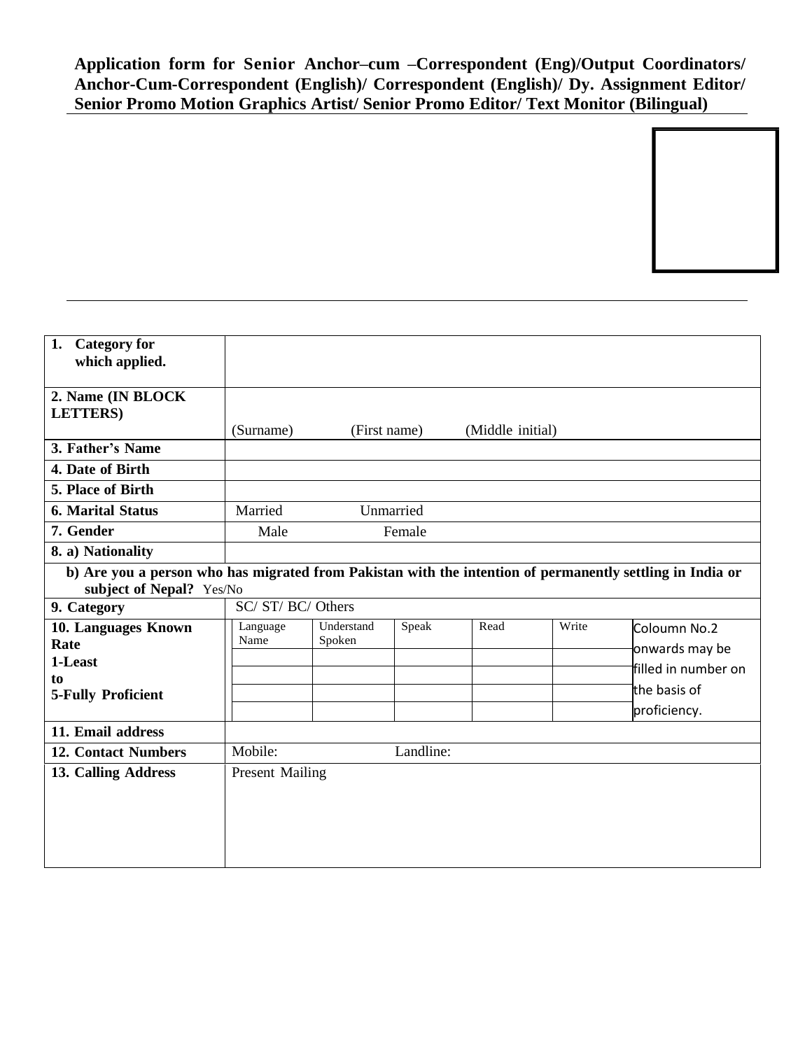**Application form for Senior Anchor–cum –Correspondent (Eng)/Output Coordinators/ Anchor-Cum-Correspondent (English)/ Correspondent (English)/ Dy. Assignment Editor/ Senior Promo Motion Graphics Artist/ Senior Promo Editor/ Text Monitor (Bilingual)**

| | |
|---|---|
| **1. Category for which applied.** | |
| **2. Name (IN BLOCK LETTERS)** | (Surname) (First name) (Middle initial) |
| **3. Father's Name** | |
| **4. Date of Birth** | |
| **5. Place of Birth** | |
| **6. Marital Status** | Married Unmarried |
| **7. Gender** | Male Female |
| **8. a) Nationality** | |
| **b) Are you a person who has migrated from Pakistan with the intention of permanently settling in India or subject of Nepal?** Yes/No | |
| **9. Category** | SC/ ST/ BC/ Others |

**10. Languages Known Rate 1-Least to 5-Fully Proficient**

| Language Name | Understand Spoken | Speak | Read | Write | Coloumn No.2 onwards may be filled in number on the basis of proficiency. |
|---|---|---|---|---|---|
| | | | | | |
| | | | | | |
| | | | | | |
| | | | | | |

| | |
|---|---|
| **11. Email address** | |
| **12. Contact Numbers** | Mobile: Landline: |
| **13. Calling Address** | Present Mailing |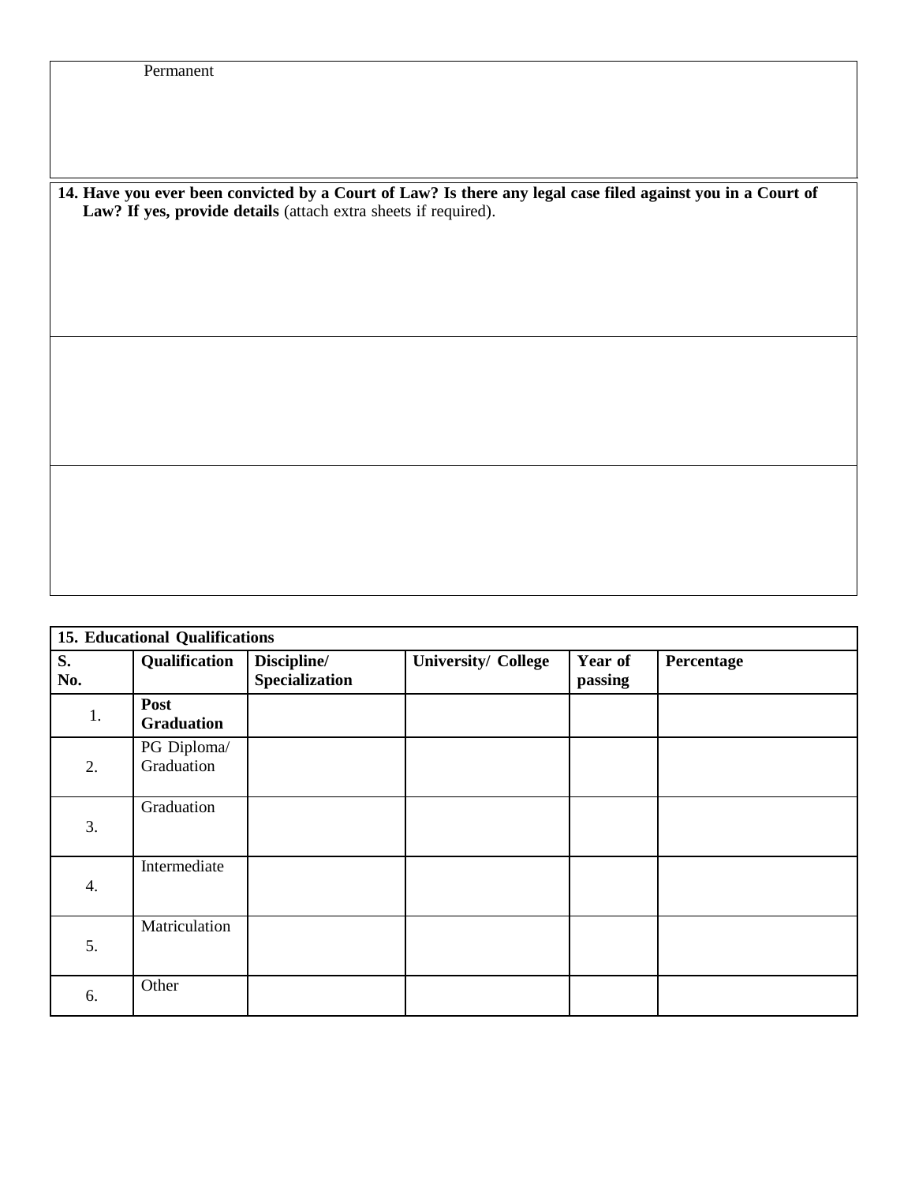Permanent

**14. Have you ever been convicted by a Court of Law? Is there any legal case filed against you in a Court of Law? If yes, provide details** (attach extra sheets if required).

| 15. Educational Qualifications | | | | | |
|---|---|---|---|---|---|
| **S. No.** | **Qualification** | **Discipline/ Specialization** | **University/ College** | **Year of passing** | **Percentage** |
| 1. | **Post Graduation** | | | | |
| 2. | PG Diploma/ Graduation | | | | |
| 3. | Graduation | | | | |
| 4. | Intermediate | | | | |
| 5. | Matriculation | | | | |
| 6. | Other | | | | |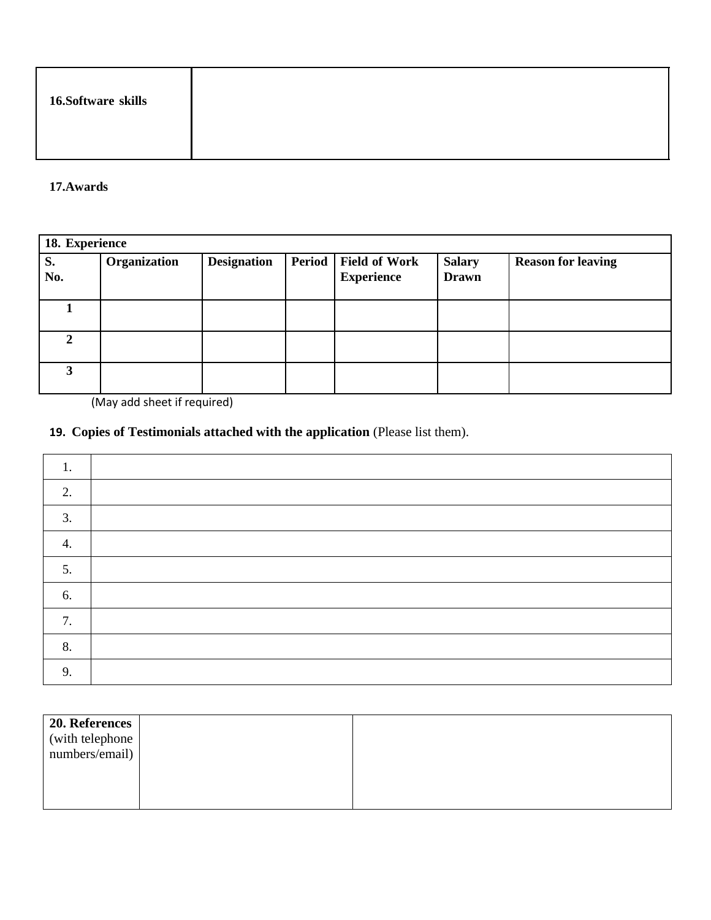| **16.Software skills** | |
|---|---|

**17.Awards**

| **18. Experience** | | | | | | |
|---|---|---|---|---|---|---|
| **S. No.** | **Organization** | **Designation** | **Period** | **Field of Work Experience** | **Salary Drawn** | **Reason for leaving** |
| **1** | | | | | | |
| **2** | | | | | | |
| **3** | | | | | | |

(May add sheet if required)

**19. Copies of Testimonials attached with the application** (Please list them).

| | |
|---|---|
| 1. | |
| 2. | |
| 3. | |
| 4. | |
| 5. | |
| 6. | |
| 7. | |
| 8. | |
| 9. | |

| **20. References** (with telephone numbers/email) | | |
|---|---|---|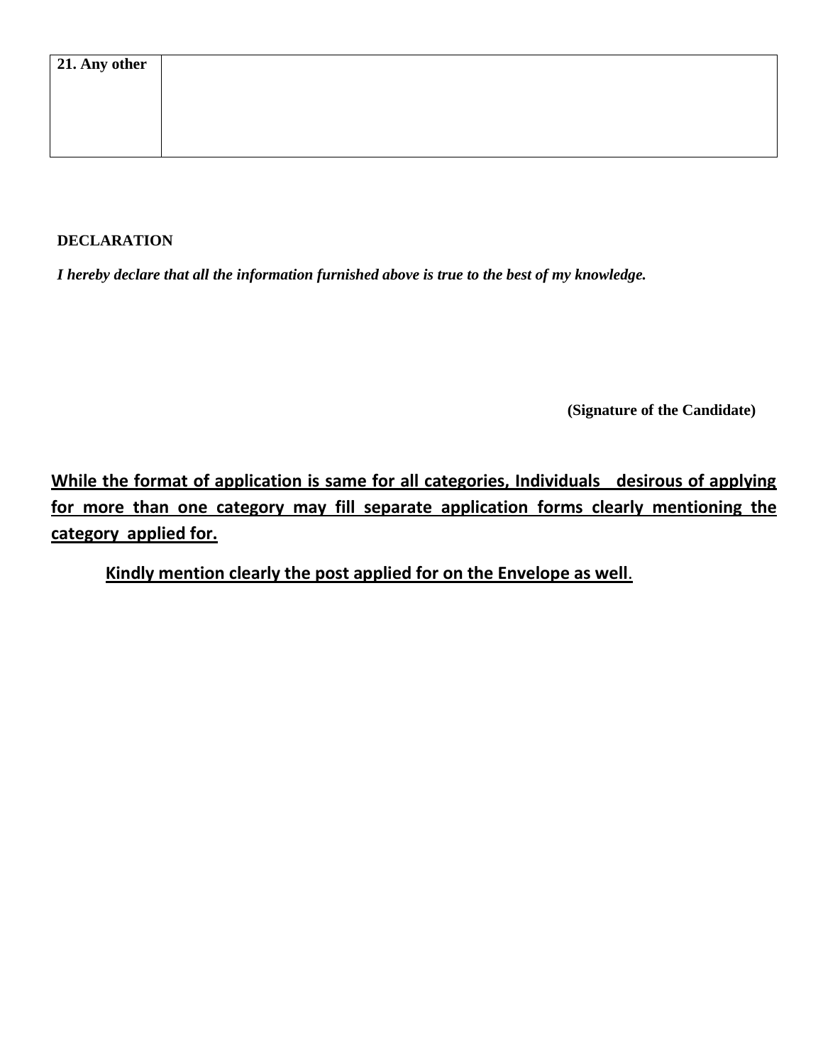| | |
|---|---|
| **21. Any other** | |

**DECLARATION**

***I hereby declare that all the information furnished above is true to the best of my knowledge.***

**(Signature of the Candidate)**

**While the format of application is same for all categories, Individuals desirous of applying for more than one category may fill separate application forms clearly mentioning the category applied for.**

**Kindly mention clearly the post applied for on the Envelope as well**.